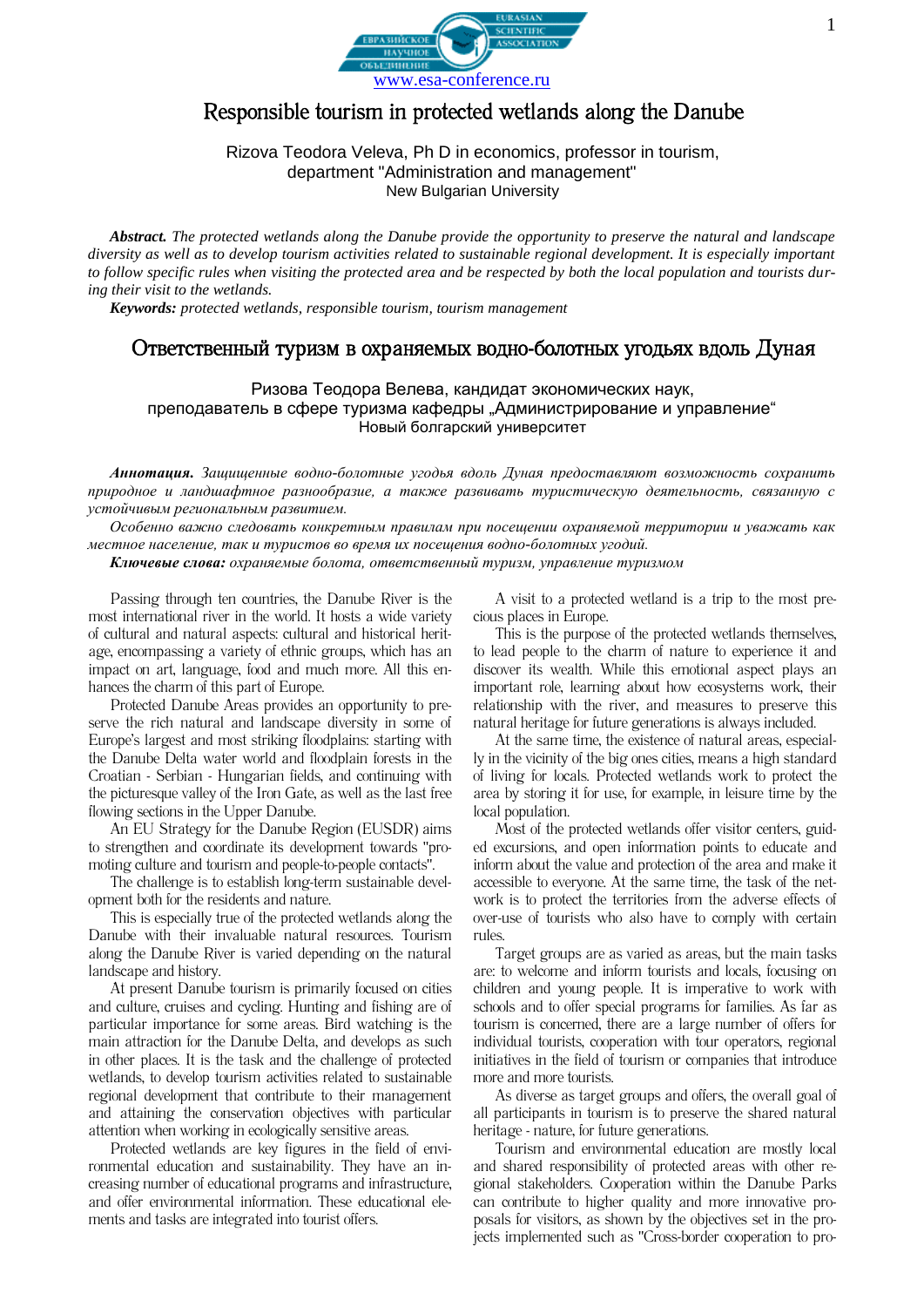# Responsible tourism in protected wetlands along the Danube

Rizova Teodora Veleva, Ph D in economics, professor in tourism,
department "Administration and management"
New Bulgarian University

***Abstract.*** *The protected wetlands along the Danube provide the opportunity to preserve the natural and landscape diversity as well as to develop tourism activities related to sustainable regional development. It is especially important to follow specific rules when visiting the protected area and be respected by both the local population and tourists during their visit to the wetlands.*

***Keywords:*** *protected wetlands, responsible tourism, tourism management*

# Ответственный туризм в охраняемых водно-болотных угодьях вдоль Дуная

Ризова Теодора Велева, кандидат экономических наук,
преподаватель в сфере туризма кафедры „Администрирование и управление"
Новый болгарский университет

***Аннотация.*** *Защищенные водно-болотные угодья вдоль Дуная предоставляют возможность сохранить природное и ландшафтное разнообразие, а также развивать туристическую деятельность, связанную с устойчивым региональным развитием.*

*Особенно важно следовать конкретным правилам при посещении охраняемой территории и уважать как местное население, так и туристов во время их посещения водно-болотных угодий.*

***Ключевые слова:*** *охраняемые болота, ответственный туризм, управление туризмом*

Passing through ten countries, the Danube River is the most international river in the world. It hosts a wide variety of cultural and natural aspects: cultural and historical heritage, encompassing a variety of ethnic groups, which has an impact on art, language, food and much more. All this enhances the charm of this part of Europe.

Protected Danube Areas provides an opportunity to preserve the rich natural and landscape diversity in some of Europe's largest and most striking floodplains: starting with the Danube Delta water world and floodplain forests in the Croatian - Serbian - Hungarian fields, and continuing with the picturesque valley of the Iron Gate, as well as the last free flowing sections in the Upper Danube.

An EU Strategy for the Danube Region (EUSDR) aims to strengthen and coordinate its development towards "promoting culture and tourism and people-to-people contacts".

The challenge is to establish long-term sustainable development both for the residents and nature.

This is especially true of the protected wetlands along the Danube with their invaluable natural resources. Tourism along the Danube River is varied depending on the natural landscape and history.

At present Danube tourism is primarily focused on cities and culture, cruises and cycling. Hunting and fishing are of particular importance for some areas. Bird watching is the main attraction for the Danube Delta, and develops as such in other places. It is the task and the challenge of protected wetlands, to develop tourism activities related to sustainable regional development that contribute to their management and attaining the conservation objectives with particular attention when working in ecologically sensitive areas.

Protected wetlands are key figures in the field of environmental education and sustainability. They have an increasing number of educational programs and infrastructure, and offer environmental information. These educational elements and tasks are integrated into tourist offers.

A visit to a protected wetland is a trip to the most precious places in Europe.

This is the purpose of the protected wetlands themselves, to lead people to the charm of nature to experience it and discover its wealth. While this emotional aspect plays an important role, learning about how ecosystems work, their relationship with the river, and measures to preserve this natural heritage for future generations is always included.

At the same time, the existence of natural areas, especially in the vicinity of the big ones cities, means a high standard of living for locals. Protected wetlands work to protect the area by storing it for use, for example, in leisure time by the local population.

Most of the protected wetlands offer visitor centers, guided excursions, and open information points to educate and inform about the value and protection of the area and make it accessible to everyone. At the same time, the task of the network is to protect the territories from the adverse effects of over-use of tourists who also have to comply with certain rules.

Target groups are as varied as areas, but the main tasks are: to welcome and inform tourists and locals, focusing on children and young people. It is imperative to work with schools and to offer special programs for families. As far as tourism is concerned, there are a large number of offers for individual tourists, cooperation with tour operators, regional initiatives in the field of tourism or companies that introduce more and more tourists.

As diverse as target groups and offers, the overall goal of all participants in tourism is to preserve the shared natural heritage - nature, for future generations.

Tourism and environmental education are mostly local and shared responsibility of protected areas with other regional stakeholders. Cooperation within the Danube Parks can contribute to higher quality and more innovative proposals for visitors, as shown by the objectives set in the projects implemented such as "Cross-border cooperation to pro-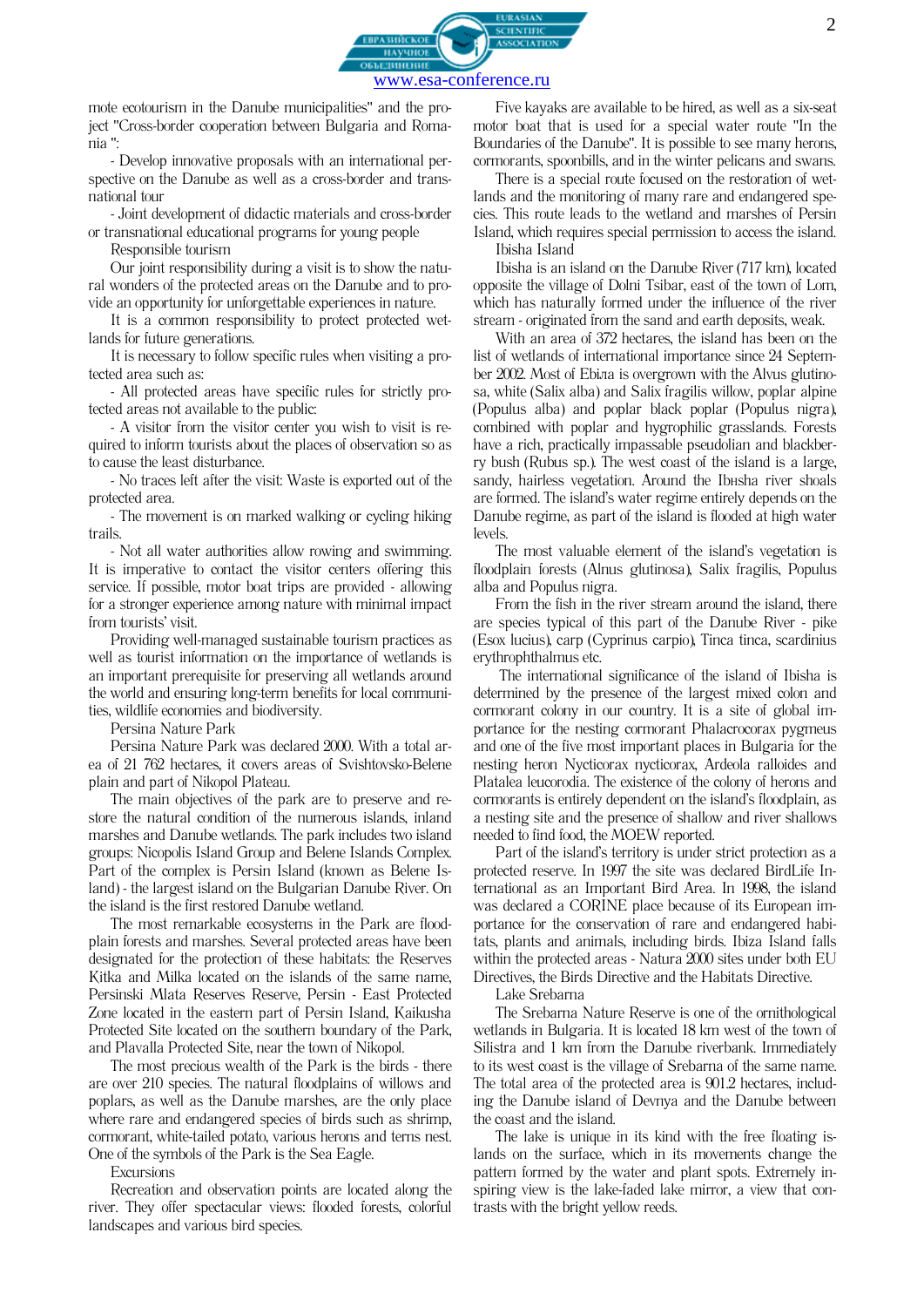mote ecotourism in the Danube municipalities" and the project "Cross-border cooperation between Bulgaria and Romania ":

- Develop innovative proposals with an international perspective on the Danube as well as a cross-border and transnational tour
- Joint development of didactic materials and cross-border or transnational educational programs for young people

Responsible tourism

Our joint responsibility during a visit is to show the natural wonders of the protected areas on the Danube and to provide an opportunity for unforgettable experiences in nature.

It is a common responsibility to protect protected wetlands for future generations.

It is necessary to follow specific rules when visiting a protected area such as:

- All protected areas have specific rules for strictly protected areas not available to the public:
- A visitor from the visitor center you wish to visit is required to inform tourists about the places of observation so as to cause the least disturbance.
- No traces left after the visit: Waste is exported out of the protected area.
- The movement is on marked walking or cycling hiking trails.
- Not all water authorities allow rowing and swimming. It is imperative to contact the visitor centers offering this service. If possible, motor boat trips are provided - allowing for a stronger experience among nature with minimal impact from tourists' visit.

Providing well-managed sustainable tourism practices as well as tourist information on the importance of wetlands is an important prerequisite for preserving all wetlands around the world and ensuring long-term benefits for local communities, wildlife economies and biodiversity.

Persina Nature Park

Persina Nature Park was declared 2000. With a total area of 21 762 hectares, it covers areas of Svishtovsko-Belene plain and part of Nikopol Plateau.

The main objectives of the park are to preserve and restore the natural condition of the numerous islands, inland marshes and Danube wetlands. The park includes two island groups: Nicopolis Island Group and Belene Islands Complex. Part of the complex is Persin Island (known as Belene Island) - the largest island on the Bulgarian Danube River. On the island is the first restored Danube wetland.

The most remarkable ecosystems in the Park are floodplain forests and marshes. Several protected areas have been designated for the protection of these habitats: the Reserves Kitka and Milka located on the islands of the same name, Persinski Mlata Reserves Reserve, Persin - East Protected Zone located in the eastern part of Persin Island, Kaikusha Protected Site located on the southern boundary of the Park, and Plavalla Protected Site, near the town of Nikopol.

The most precious wealth of the Park is the birds - there are over 210 species. The natural floodplains of willows and poplars, as well as the Danube marshes, are the only place where rare and endangered species of birds such as shrimp, cormorant, white-tailed potato, various herons and terns nest. One of the symbols of the Park is the Sea Eagle.

Excursions

Recreation and observation points are located along the river. They offer spectacular views: flooded forests, colorful landscapes and various bird species.

Five kayaks are available to be hired, as well as a six-seat motor boat that is used for a special water route "In the Boundaries of the Danube". It is possible to see many herons, cormorants, spoonbills, and in the winter pelicans and swans.

There is a special route focused on the restoration of wetlands and the monitoring of many rare and endangered species. This route leads to the wetland and marshes of Persin Island, which requires special permission to access the island.

Ibisha Island

Ibisha is an island on the Danube River (717 km), located opposite the village of Dolni Tsibar, east of the town of Lom, which has naturally formed under the influence of the river stream - originated from the sand and earth deposits, weak.

With an area of 372 hectares, the island has been on the list of wetlands of international importance since 24 September 2002. Most of Ebiлa is overgrown with the Alvus glutinosa, white (Salix alba) and Salix fragilis willow, poplar alpine (Populus alba) and poplar black poplar (Populus nigra), combined with poplar and hygrophilic grasslands. Forests have a rich, practically impassable pseudolian and blackberry bush (Rubus sp.). The west coast of the island is a large, sandy, hairless vegetation. Around the Ibиsha river shoals are formed. The island's water regime entirely depends on the Danube regime, as part of the island is flooded at high water levels.

The most valuable element of the island's vegetation is floodplain forests (Alnus glutinosa), Salix fragilis, Populus alba and Populus nigra.

From the fish in the river stream around the island, there are species typical of this part of the Danube River - pike (Esox lucius), carp (Cyprinus carpio), Tinca tinca, scardinius erythrophthalmus etc.

The international significance of the island of Ibisha is determined by the presence of the largest mixed colon and cormorant colony in our country. It is a site of global importance for the nesting cormorant Phalacrocorax pygmeus and one of the five most important places in Bulgaria for the nesting heron Nycticorax nycticorax, Ardeola ralloides and Platalea leucorodia. The existence of the colony of herons and cormorants is entirely dependent on the island's floodplain, as a nesting site and the presence of shallow and river shallows needed to find food, the MOEW reported.

Part of the island's territory is under strict protection as a protected reserve. In 1997 the site was declared BirdLife International as an Important Bird Area. In 1998, the island was declared a CORINE place because of its European importance for the conservation of rare and endangered habitats, plants and animals, including birds. Ibiza Island falls within the protected areas - Natura 2000 sites under both EU Directives, the Birds Directive and the Habitats Directive.

Lake Srebarna

The Srebarna Nature Reserve is one of the ornithological wetlands in Bulgaria. It is located 18 km west of the town of Silistra and 1 km from the Danube riverbank. Immediately to its west coast is the village of Srebarna of the same name. The total area of the protected area is 901.2 hectares, including the Danube island of Devnya and the Danube between the coast and the island.

The lake is unique in its kind with the free floating islands on the surface, which in its movements change the pattern formed by the water and plant spots. Extremely inspiring view is the lake-faded lake mirror, a view that contrasts with the bright yellow reeds.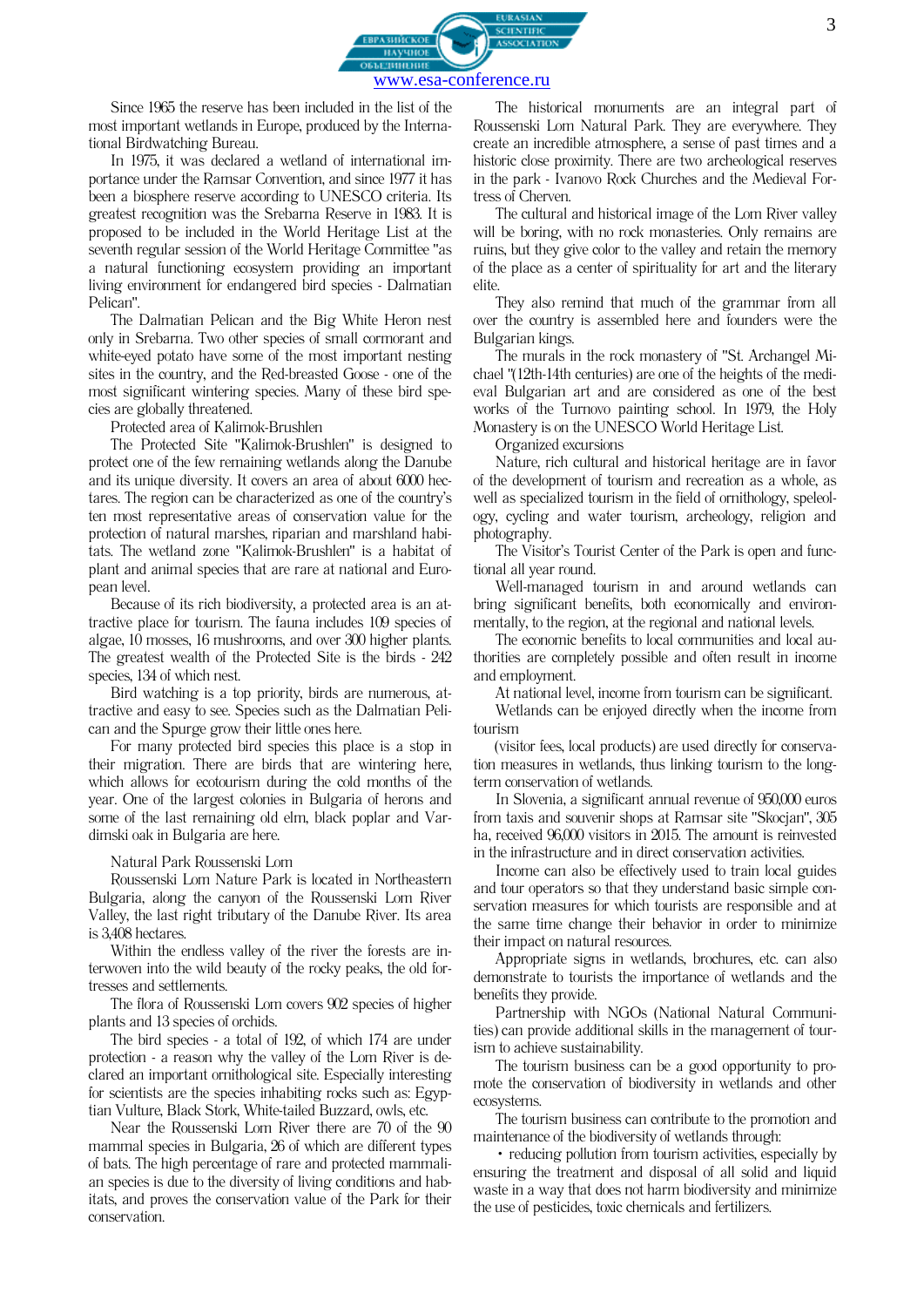Since 1965 the reserve has been included in the list of the most important wetlands in Europe, produced by the International Birdwatching Bureau.

In 1975, it was declared a wetland of international importance under the Ramsar Convention, and since 1977 it has been a biosphere reserve according to UNESCO criteria. Its greatest recognition was the Srebarna Reserve in 1983. It is proposed to be included in the World Heritage List at the seventh regular session of the World Heritage Committee "as a natural functioning ecosystem providing an important living environment for endangered bird species - Dalmatian Pelican".

The Dalmatian Pelican and the Big White Heron nest only in Srebarna. Two other species of small cormorant and white-eyed potato have some of the most important nesting sites in the country, and the Red-breasted Goose - one of the most significant wintering species. Many of these bird species are globally threatened.

Protected area of Kalimok-Brushlen

The Protected Site "Kalimok-Brushlen" is designed to protect one of the few remaining wetlands along the Danube and its unique diversity. It covers an area of about 6000 hectares. The region can be characterized as one of the country's ten most representative areas of conservation value for the protection of natural marshes, riparian and marshland habitats. The wetland zone "Kalimok-Brushlen" is a habitat of plant and animal species that are rare at national and European level.

Because of its rich biodiversity, a protected area is an attractive place for tourism. The fauna includes 109 species of algae, 10 mosses, 16 mushrooms, and over 300 higher plants. The greatest wealth of the Protected Site is the birds - 242 species, 134 of which nest.

Bird watching is a top priority, birds are numerous, attractive and easy to see. Species such as the Dalmatian Pelican and the Spurge grow their little ones here.

For many protected bird species this place is a stop in their migration. There are birds that are wintering here, which allows for ecotourism during the cold months of the year. One of the largest colonies in Bulgaria of herons and some of the last remaining old elm, black poplar and Vardimski oak in Bulgaria are here.

Natural Park Roussenski Lom

Roussenski Lom Nature Park is located in Northeastern Bulgaria, along the canyon of the Roussenski Lom River Valley, the last right tributary of the Danube River. Its area is 3,408 hectares.

Within the endless valley of the river the forests are interwoven into the wild beauty of the rocky peaks, the old fortresses and settlements.

The flora of Roussenski Lom covers 902 species of higher plants and 13 species of orchids.

The bird species - a total of 192, of which 174 are under protection - a reason why the valley of the Lom River is declared an important ornithological site. Especially interesting for scientists are the species inhabiting rocks such as: Egyptian Vulture, Black Stork, White-tailed Buzzard, owls, etc.

Near the Roussenski Lom River there are 70 of the 90 mammal species in Bulgaria, 26 of which are different types of bats. The high percentage of rare and protected mammalian species is due to the diversity of living conditions and habitats, and proves the conservation value of the Park for their conservation.

The historical monuments are an integral part of Roussenski Lom Natural Park. They are everywhere. They create an incredible atmosphere, a sense of past times and a historic close proximity. There are two archeological reserves in the park - Ivanovo Rock Churches and the Medieval Fortress of Cherven.

The cultural and historical image of the Lom River valley will be boring, with no rock monasteries. Only remains are ruins, but they give color to the valley and retain the memory of the place as a center of spirituality for art and the literary elite.

They also remind that much of the grammar from all over the country is assembled here and founders were the Bulgarian kings.

The murals in the rock monastery of "St. Archangel Michael "(12th-14th centuries) are one of the heights of the medieval Bulgarian art and are considered as one of the best works of the Turnovo painting school. In 1979, the Holy Monastery is on the UNESCO World Heritage List.

Organized excursions

Nature, rich cultural and historical heritage are in favor of the development of tourism and recreation as a whole, as well as specialized tourism in the field of ornithology, speleology, cycling and water tourism, archeology, religion and photography.

The Visitor's Tourist Center of the Park is open and functional all year round.

Well-managed tourism in and around wetlands can bring significant benefits, both economically and environmentally, to the region, at the regional and national levels.

The economic benefits to local communities and local authorities are completely possible and often result in income and employment.

At national level, income from tourism can be significant.

Wetlands can be enjoyed directly when the income from tourism

(visitor fees, local products) are used directly for conservation measures in wetlands, thus linking tourism to the long-term conservation of wetlands.

In Slovenia, a significant annual revenue of 950,000 euros from taxis and souvenir shops at Ramsar site "Skocjan", 305 ha, received 96,000 visitors in 2015. The amount is reinvested in the infrastructure and in direct conservation activities.

Income can also be effectively used to train local guides and tour operators so that they understand basic simple conservation measures for which tourists are responsible and at the same time change their behavior in order to minimize their impact on natural resources.

Appropriate signs in wetlands, brochures, etc. can also demonstrate to tourists the importance of wetlands and the benefits they provide.

Partnership with NGOs (National Natural Communities) can provide additional skills in the management of tourism to achieve sustainability.

The tourism business can be a good opportunity to promote the conservation of biodiversity in wetlands and other ecosystems.

The tourism business can contribute to the promotion and maintenance of the biodiversity of wetlands through:

- reducing pollution from tourism activities, especially by ensuring the treatment and disposal of all solid and liquid waste in a way that does not harm biodiversity and minimize the use of pesticides, toxic chemicals and fertilizers.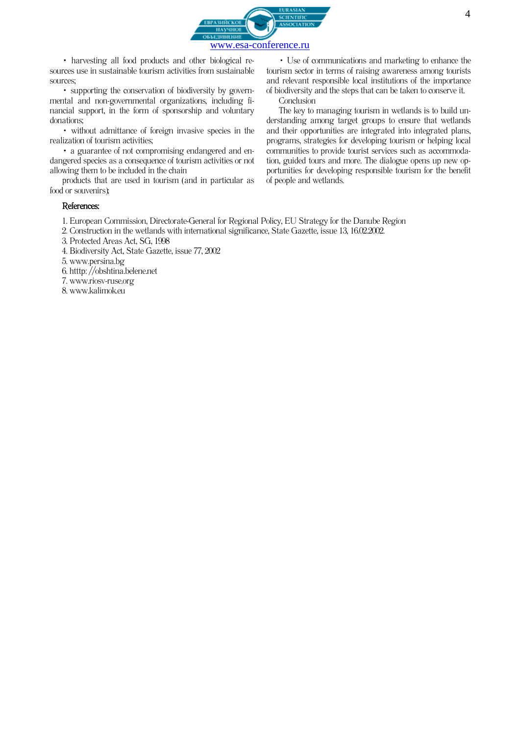• harvesting all food products and other biological resources use in sustainable tourism activities from sustainable sources;

• supporting the conservation of biodiversity by governmental and non-governmental organizations, including financial support, in the form of sponsorship and voluntary donations;

• without admittance of foreign invasive species in the realization of tourism activities;

• a guarantee of not compromising endangered and endangered species as a consequence of tourism activities or not allowing them to be included in the chain

products that are used in tourism (and in particular as food or souvenirs);

• Use of communications and marketing to enhance the tourism sector in terms of raising awareness among tourists and relevant responsible local institutions of the importance of biodiversity and the steps that can be taken to conserve it.

Conclusion

The key to managing tourism in wetlands is to build understanding among target groups to ensure that wetlands and their opportunities are integrated into integrated plans, programs, strategies for developing tourism or helping local communities to provide tourist services such as accommodation, guided tours and more. The dialogue opens up new opportunities for developing responsible tourism for the benefit of people and wetlands.

## References:

1. European Commission, Directorate-General for Regional Policy, EU Strategy for the Danube Region
2. Construction in the wetlands with international significance, State Gazette, issue 13, 16.02.2002.
3. Protected Areas Act, SG, 1998
4. Biodiversity Act, State Gazette, issue 77, 2002
5. www.persina.bg
6. htttp: //obshtina.belene.net
7. www.riosv-ruse.org
8. www.kalimok.eu